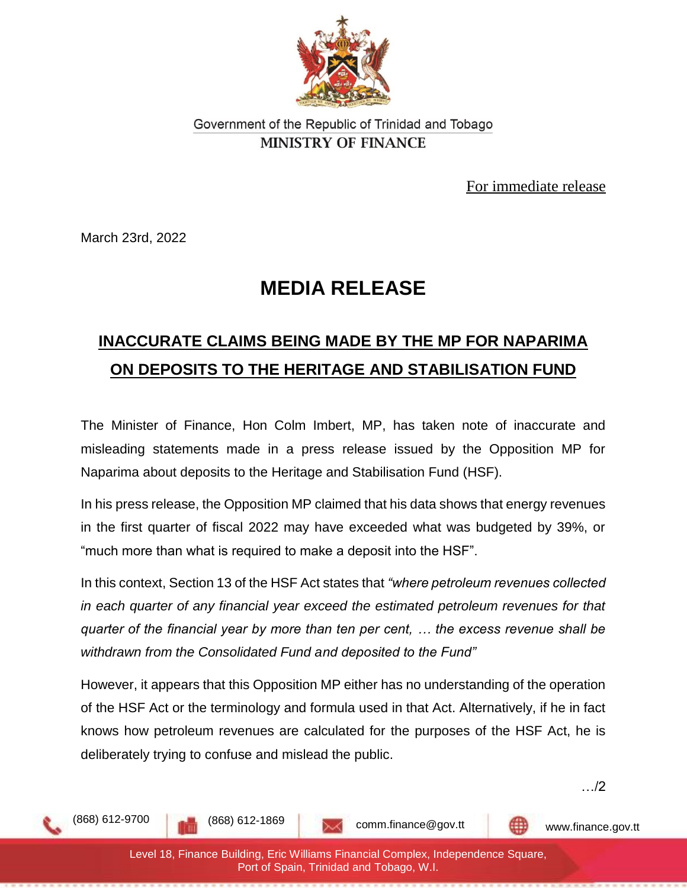Government of the Republic of Trinidad and Tobago

**MINISTRY OF FINANCE**

For immediate release

March 23rd, 2022

# MEDIA RELEASE

## INACCURATE CLAIMS BEING MADE BY THE MP FOR NAPARIMA ON DEPOSITS TO THE HERITAGE AND STABILISATION FUND

The Minister of Finance, Hon Colm Imbert, MP, has taken note of inaccurate and misleading statements made in a press release issued by the Opposition MP for Naparima about deposits to the Heritage and Stabilisation Fund (HSF).

In his press release, the Opposition MP claimed that his data shows that energy revenues in the first quarter of fiscal 2022 may have exceeded what was budgeted by 39%, or "much more than what is required to make a deposit into the HSF".

In this context, Section 13 of the HSF Act states that *"where petroleum revenues collected in each quarter of any financial year exceed the estimated petroleum revenues for that quarter of the financial year by more than ten per cent, … the excess revenue shall be withdrawn from the Consolidated Fund and deposited to the Fund"*

However, it appears that this Opposition MP either has no understanding of the operation of the HSF Act or the terminology and formula used in that Act. Alternatively, if he in fact knows how petroleum revenues are calculated for the purposes of the HSF Act, he is deliberately trying to confuse and mislead the public.

…/2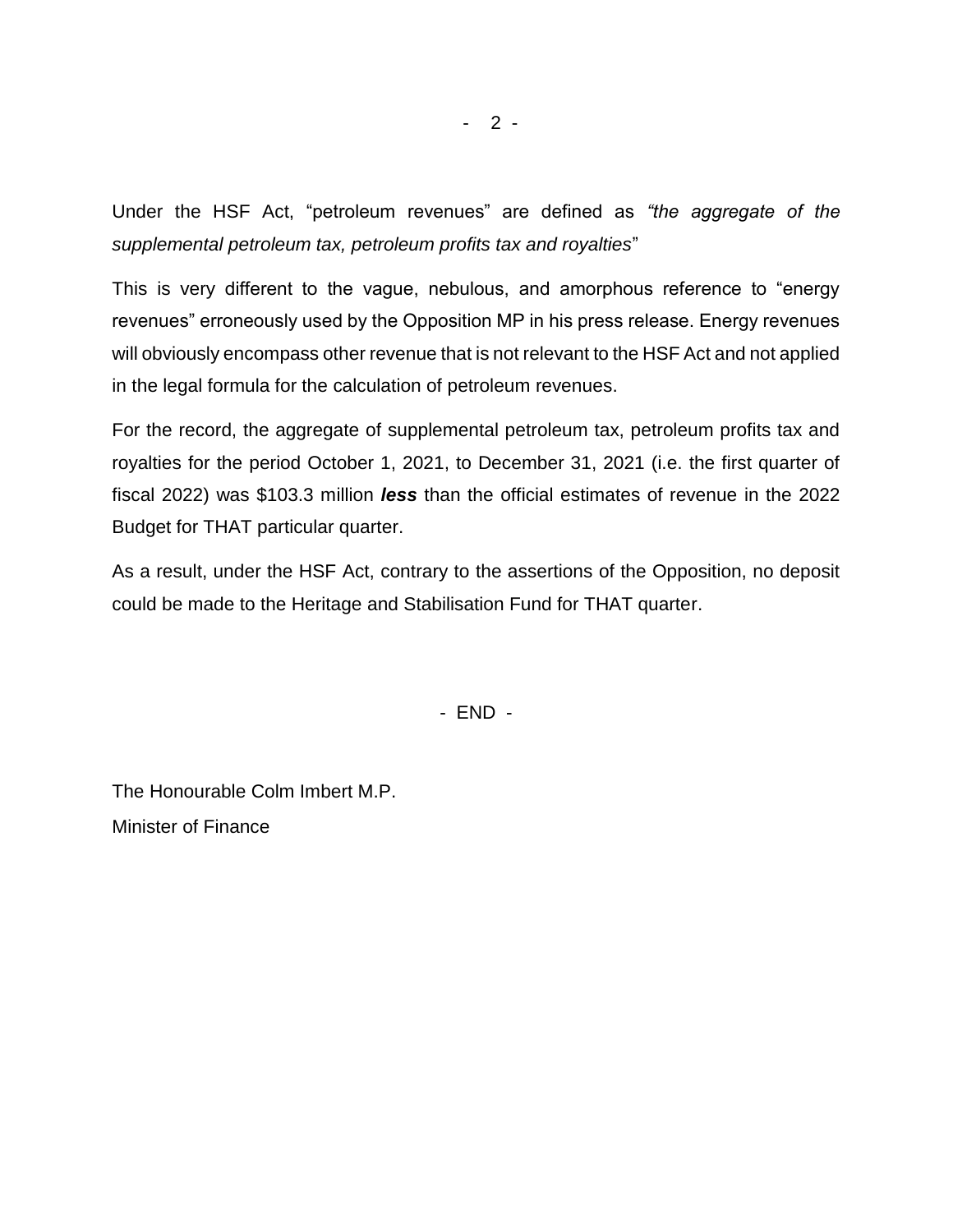Under the HSF Act, "petroleum revenues" are defined as *"the aggregate of the supplemental petroleum tax, petroleum profits tax and royalties*"

This is very different to the vague, nebulous, and amorphous reference to "energy revenues" erroneously used by the Opposition MP in his press release. Energy revenues will obviously encompass other revenue that is not relevant to the HSF Act and not applied in the legal formula for the calculation of petroleum revenues.

For the record, the aggregate of supplemental petroleum tax, petroleum profits tax and royalties for the period October 1, 2021, to December 31, 2021 (i.e. the first quarter of fiscal 2022) was $103.3 million ***less*** than the official estimates of revenue in the 2022 Budget for THAT particular quarter.

As a result, under the HSF Act, contrary to the assertions of the Opposition, no deposit could be made to the Heritage and Stabilisation Fund for THAT quarter.

- END -

The Honourable Colm Imbert M.P.
Minister of Finance